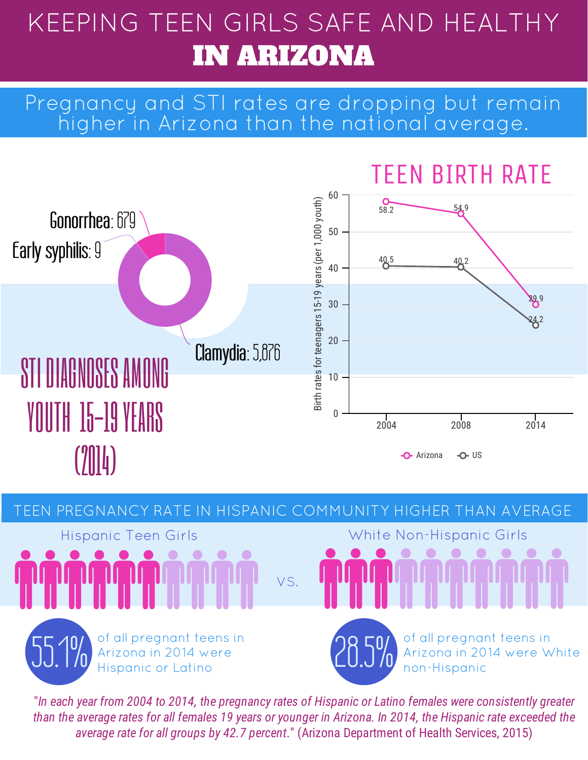# KEEPING TEEN GIRLS SAFE AND HEALTHY

# IN ARIZONA

## Pregnancy and STI rates are dropping but remain higher in Arizona than the national average.

### STI DIAGNOSES AMONG YOUTH 15–19 YEARS (2014)

- Gonorrhea: 679
- Early syphilis: 9
- Clamydia: 5,876

### TEEN BIRTH RATE

Birth rates for teenagers 15-19 years (per 1,000 youth)

| Year | Arizona | US |
|---|---|---|
| 2004 | 58.2 | 40.5 |
| 2008 | 54.9 | 40.2 |
| 2014 | 29.9 | 24.2 |

## TEEN PREGNANCY RATE IN HISPANIC COMMUNITY HIGHER THAN AVERAGE

Hispanic Teen Girls vs. White Non-Hispanic Girls

**55.1%** of all pregnant teens in Arizona in 2014 were Hispanic or Latino

**28.5%** of all pregnant teens in Arizona in 2014 were White non-Hispanic

*"In each year from 2004 to 2014, the pregnancy rates of Hispanic or Latino females were consistently greater than the average rates for all females 19 years or younger in Arizona. In 2014, the Hispanic rate exceeded the average rate for all groups by 42.7 percent."* (Arizona Department of Health Services, 2015)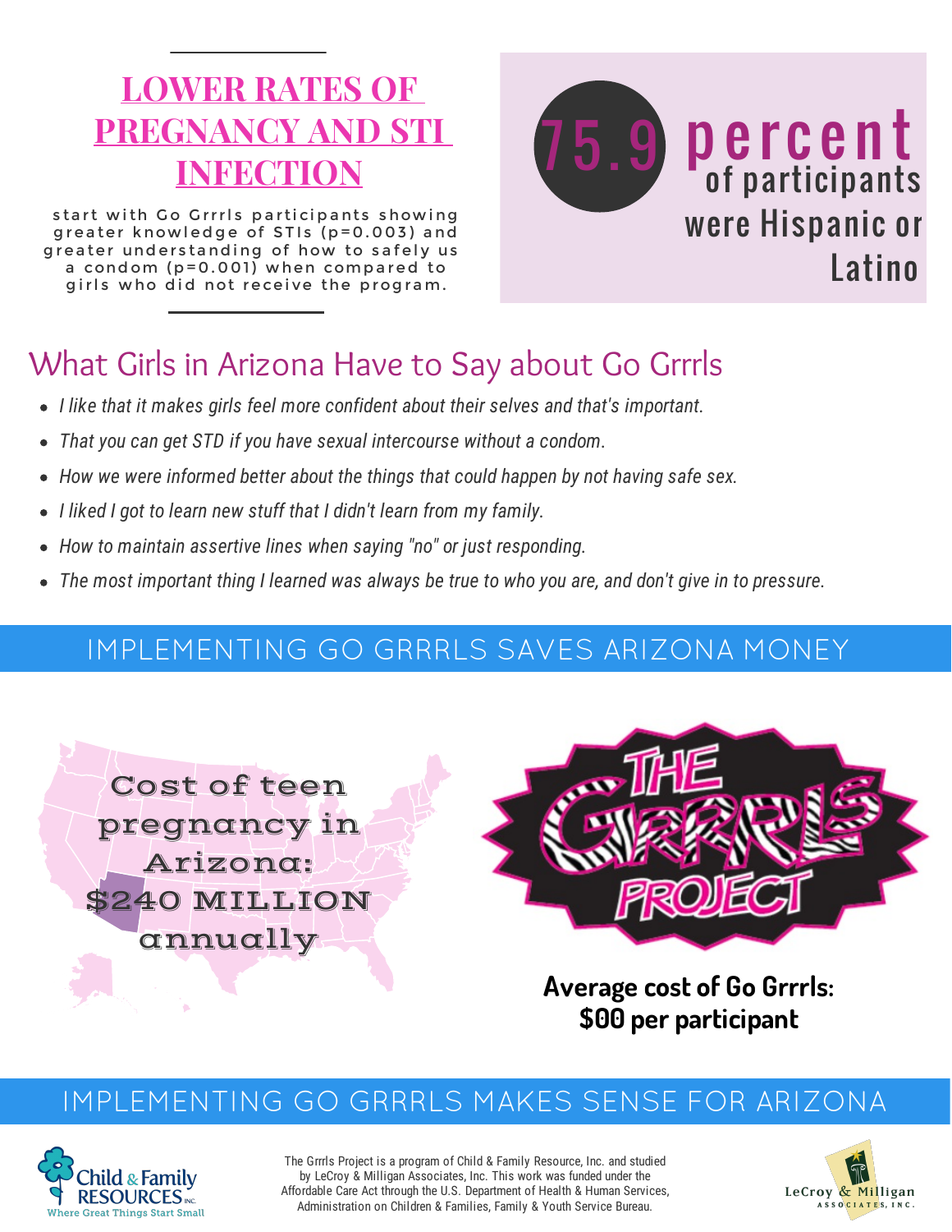## LOWER RATES OF PREGNANCY AND STI INFECTION

start with Go Grrrls participants showing greater knowledge of STIs (p=0.003) and greater understanding of how to safely us a condom (p=0.001) when compared to girls who did not receive the program.

**75.9 percent** of participants were Hispanic or Latino

## What Girls in Arizona Have to Say about Go Grrrls

- *I like that it makes girls feel more confident about their selves and that's important.*
- *That you can get STD if you have sexual intercourse without a condom.*
- *How we were informed better about the things that could happen by not having safe sex.*
- *I liked I got to learn new stuff that I didn't learn from my family.*
- *How to maintain assertive lines when saying "no" or just responding.*
- *The most important thing I learned was always be true to who you are, and don't give in to pressure.*

## IMPLEMENTING GO GRRRLS SAVES ARIZONA MONEY

Cost of teen pregnancy in Arizona: $240 MILLION annually

THE GRRRLS PROJECT

**Average cost of Go Grrrls: $00 per participant**

## IMPLEMENTING GO GRRRLS MAKES SENSE FOR ARIZONA

Child & Family RESOURCES INC. Where Great Things Start Small

The Grrrls Project is a program of Child & Family Resource, Inc. and studied by LeCroy & Milligan Associates, Inc. This work was funded under the Affordable Care Act through the U.S. Department of Health & Human Services, Administration on Children & Families, Family & Youth Service Bureau.

LeCroy & Milligan ASSOCIATES, INC.